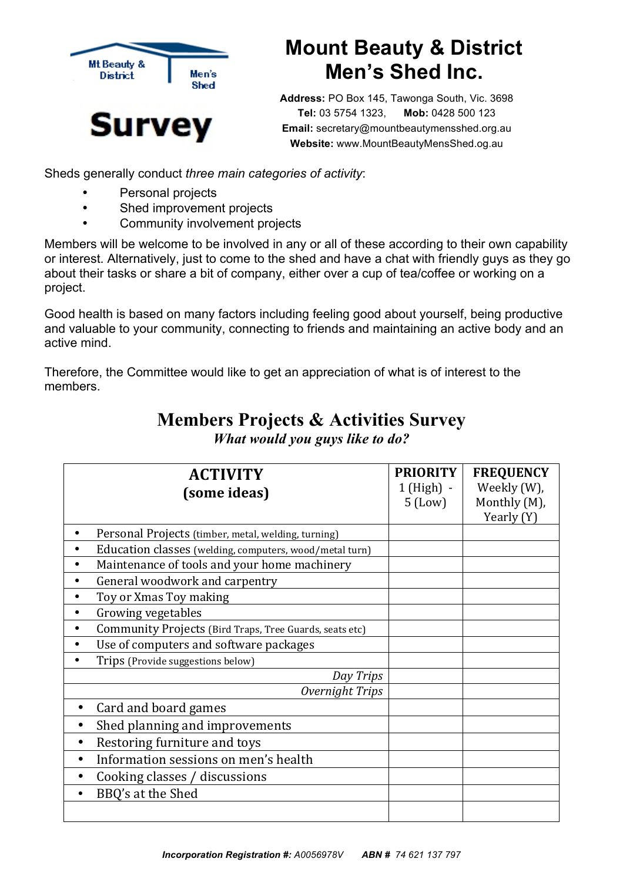# Mount Beauty & District Men's Shed Inc.

Mt Beauty & District Men's Shed

**Survey**

**Address:** PO Box 145, Tawonga South, Vic. 3698
**Tel:** 03 5754 1323, **Mob:** 0428 500 123
**Email:** secretary@mountbeautymensshed.org.au
**Website:** www.MountBeautyMensShed.og.au

Sheds generally conduct *three main categories of activity*:

- Personal projects
- Shed improvement projects
- Community involvement projects

Members will be welcome to be involved in any or all of these according to their own capability or interest. Alternatively, just to come to the shed and have a chat with friendly guys as they go about their tasks or share a bit of company, either over a cup of tea/coffee or working on a project.

Good health is based on many factors including feeling good about yourself, being productive and valuable to your community, connecting to friends and maintaining an active body and an active mind.

Therefore, the Committee would like to get an appreciation of what is of interest to the members.

## Members Projects & Activities Survey

*What would you guys like to do?*

| ACTIVITY (some ideas) | PRIORITY 1 (High) - 5 (Low) | FREQUENCY Weekly (W), Monthly (M), Yearly (Y) |
|---|---|---|
| • Personal Projects (timber, metal, welding, turning) | | |
| • Education classes (welding, computers, wood/metal turn) | | |
| • Maintenance of tools and your home machinery | | |
| • General woodwork and carpentry | | |
| • Toy or Xmas Toy making | | |
| • Growing vegetables | | |
| • Community Projects (Bird Traps, Tree Guards, seats etc) | | |
| • Use of computers and software packages | | |
| • Trips (Provide suggestions below) | | |
| *Day Trips* | | |
| *Overnight Trips* | | |
| • Card and board games | | |
| • Shed planning and improvements | | |
| • Restoring furniture and toys | | |
| • Information sessions on men's health | | |
| • Cooking classes / discussions | | |
| • BBQ's at the Shed | | |
| | | |

***Incorporation Registration #:** A0056978V* ***ABN #** 74 621 137 797*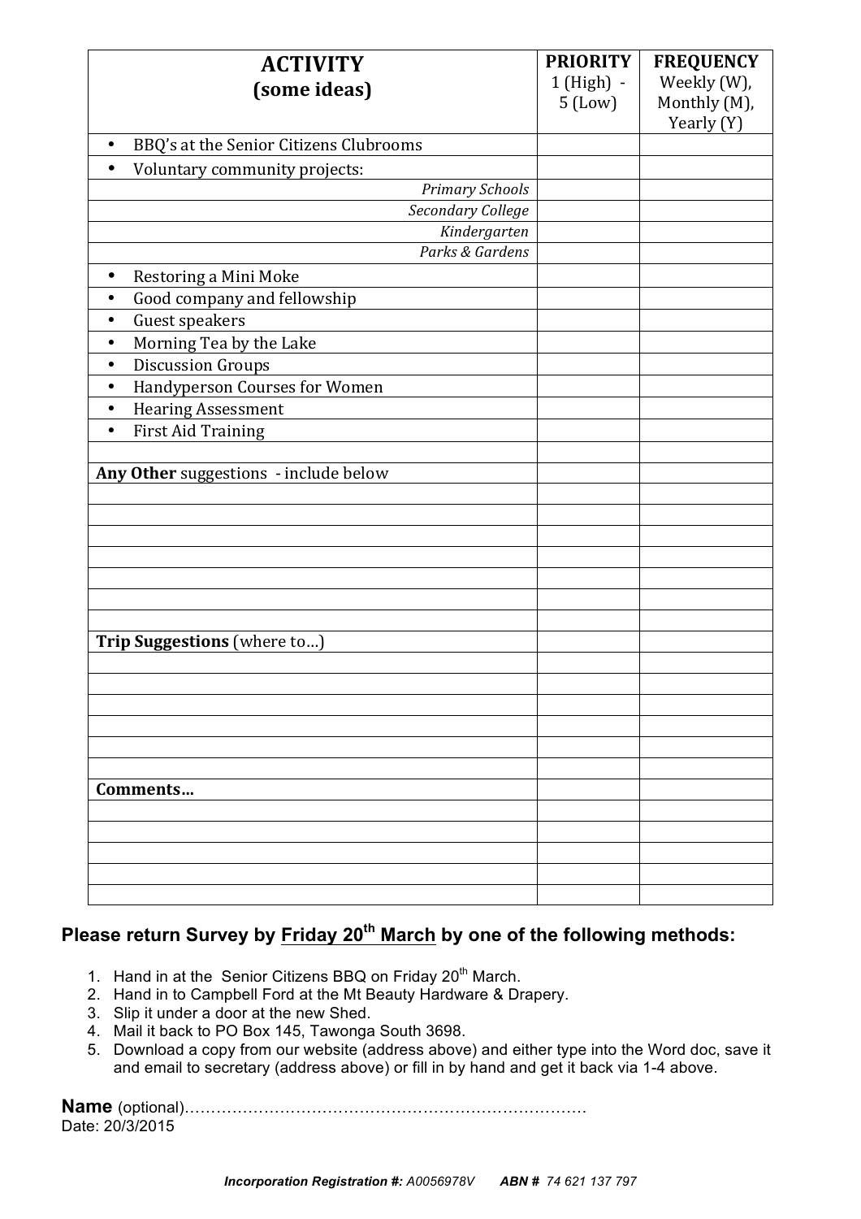| ACTIVITY (some ideas) | PRIORITY 1 (High) - 5 (Low) | FREQUENCY Weekly (W), Monthly (M), Yearly (Y) |
|---|---|---|
| • BBQ's at the Senior Citizens Clubrooms | | |
| • Voluntary community projects: | | |
| *Primary Schools* | | |
| *Secondary College* | | |
| *Kindergarten* | | |
| *Parks & Gardens* | | |
| • Restoring a Mini Moke | | |
| • Good company and fellowship | | |
| • Guest speakers | | |
| • Morning Tea by the Lake | | |
| • Discussion Groups | | |
| • Handyperson Courses for Women | | |
| • Hearing Assessment | | |
| • First Aid Training | | |
| | | |
| **Any Other** suggestions - include below | | |
| | | |
| | | |
| | | |
| | | |
| | | |
| | | |
| | | |
| **Trip Suggestions** (where to...) | | |
| | | |
| | | |
| | | |
| | | |
| | | |
| | | |
| **Comments...** | | |
| | | |
| | | |
| | | |
| | | |
| | | |

**Please return Survey by Friday 20th March by one of the following methods:**

1. Hand in at the Senior Citizens BBQ on Friday 20th March.
2. Hand in to Campbell Ford at the Mt Beauty Hardware & Drapery.
3. Slip it under a door at the new Shed.
4. Mail it back to PO Box 145, Tawonga South 3698.
5. Download a copy from our website (address above) and either type into the Word doc, save it and email to secretary (address above) or fill in by hand and get it back via 1-4 above.

**Name** (optional)…………………………………………………………………
Date: 20/3/2015

***Incorporation Registration #:** A0056978V* ***ABN #** 74 621 137 797*